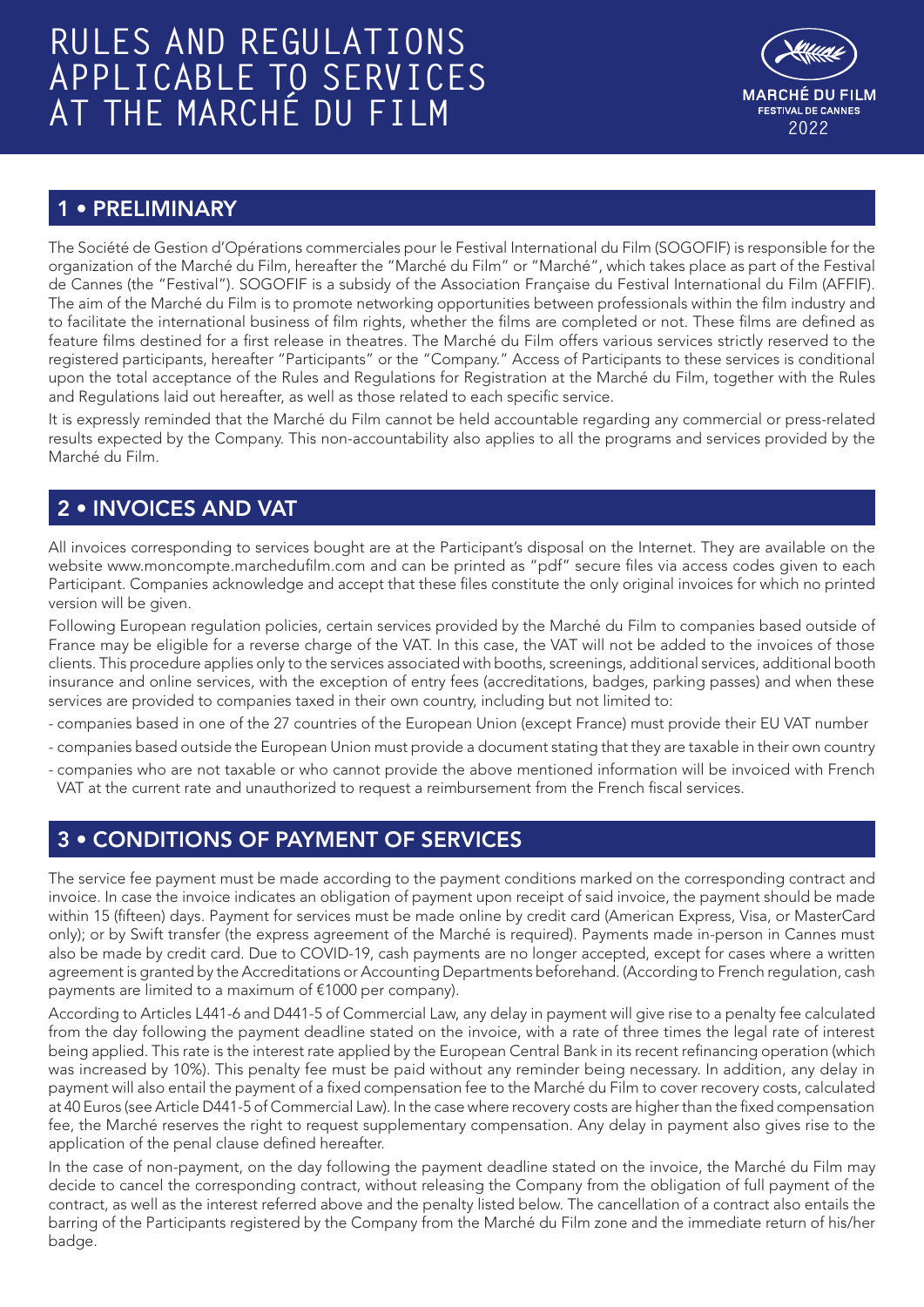# RULES AND REGULATIONS APPLICABLE TO SERVICES AT THE MARCHÉ DU FILM

MARCHÉ DU FILM
FESTIVAL DE CANNES
2022

## 1 • PRELIMINARY

The Société de Gestion d'Opérations commerciales pour le Festival International du Film (SOGOFIF) is responsible for the organization of the Marché du Film, hereafter the "Marché du Film" or "Marché", which takes place as part of the Festival de Cannes (the "Festival"). SOGOFIF is a subsidy of the Association Française du Festival International du Film (AFFIF). The aim of the Marché du Film is to promote networking opportunities between professionals within the film industry and to facilitate the international business of film rights, whether the films are completed or not. These films are defined as feature films destined for a first release in theatres. The Marché du Film offers various services strictly reserved to the registered participants, hereafter "Participants" or the "Company." Access of Participants to these services is conditional upon the total acceptance of the Rules and Regulations for Registration at the Marché du Film, together with the Rules and Regulations laid out hereafter, as well as those related to each specific service.

It is expressly reminded that the Marché du Film cannot be held accountable regarding any commercial or press-related results expected by the Company. This non-accountability also applies to all the programs and services provided by the Marché du Film.

## 2 • INVOICES AND VAT

All invoices corresponding to services bought are at the Participant's disposal on the Internet. They are available on the website www.moncompte.marchedufilm.com and can be printed as "pdf" secure files via access codes given to each Participant. Companies acknowledge and accept that these files constitute the only original invoices for which no printed version will be given.

Following European regulation policies, certain services provided by the Marché du Film to companies based outside of France may be eligible for a reverse charge of the VAT. In this case, the VAT will not be added to the invoices of those clients. This procedure applies only to the services associated with booths, screenings, additional services, additional booth insurance and online services, with the exception of entry fees (accreditations, badges, parking passes) and when these services are provided to companies taxed in their own country, including but not limited to:

- companies based in one of the 27 countries of the European Union (except France) must provide their EU VAT number
- companies based outside the European Union must provide a document stating that they are taxable in their own country
- companies who are not taxable or who cannot provide the above mentioned information will be invoiced with French VAT at the current rate and unauthorized to request a reimbursement from the French fiscal services.

## 3 • CONDITIONS OF PAYMENT OF SERVICES

The service fee payment must be made according to the payment conditions marked on the corresponding contract and invoice. In case the invoice indicates an obligation of payment upon receipt of said invoice, the payment should be made within 15 (fifteen) days. Payment for services must be made online by credit card (American Express, Visa, or MasterCard only); or by Swift transfer (the express agreement of the Marché is required). Payments made in-person in Cannes must also be made by credit card. Due to COVID-19, cash payments are no longer accepted, except for cases where a written agreement is granted by the Accreditations or Accounting Departments beforehand. (According to French regulation, cash payments are limited to a maximum of €1000 per company).

According to Articles L441-6 and D441-5 of Commercial Law, any delay in payment will give rise to a penalty fee calculated from the day following the payment deadline stated on the invoice, with a rate of three times the legal rate of interest being applied. This rate is the interest rate applied by the European Central Bank in its recent refinancing operation (which was increased by 10%). This penalty fee must be paid without any reminder being necessary. In addition, any delay in payment will also entail the payment of a fixed compensation fee to the Marché du Film to cover recovery costs, calculated at 40 Euros (see Article D441-5 of Commercial Law). In the case where recovery costs are higher than the fixed compensation fee, the Marché reserves the right to request supplementary compensation. Any delay in payment also gives rise to the application of the penal clause defined hereafter.

In the case of non-payment, on the day following the payment deadline stated on the invoice, the Marché du Film may decide to cancel the corresponding contract, without releasing the Company from the obligation of full payment of the contract, as well as the interest referred above and the penalty listed below. The cancellation of a contract also entails the barring of the Participants registered by the Company from the Marché du Film zone and the immediate return of his/her badge.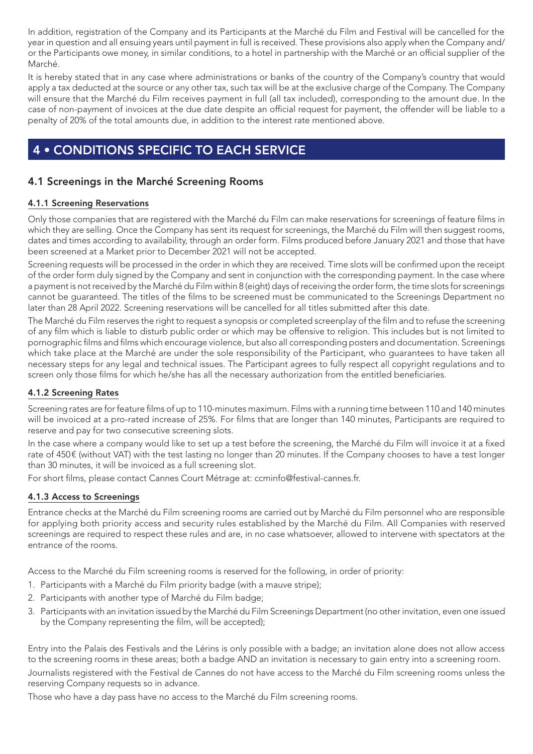In addition, registration of the Company and its Participants at the Marché du Film and Festival will be cancelled for the year in question and all ensuing years until payment in full is received. These provisions also apply when the Company and/or the Participants owe money, in similar conditions, to a hotel in partnership with the Marché or an official supplier of the Marché.

It is hereby stated that in any case where administrations or banks of the country of the Company's country that would apply a tax deducted at the source or any other tax, such tax will be at the exclusive charge of the Company. The Company will ensure that the Marché du Film receives payment in full (all tax included), corresponding to the amount due. In the case of non-payment of invoices at the due date despite an official request for payment, the offender will be liable to a penalty of 20% of the total amounts due, in addition to the interest rate mentioned above.

# 4 • CONDITIONS SPECIFIC TO EACH SERVICE

## 4.1 Screenings in the Marché Screening Rooms

### 4.1.1 Screening Reservations

Only those companies that are registered with the Marché du Film can make reservations for screenings of feature films in which they are selling. Once the Company has sent its request for screenings, the Marché du Film will then suggest rooms, dates and times according to availability, through an order form. Films produced before January 2021 and those that have been screened at a Market prior to December 2021 will not be accepted.

Screening requests will be processed in the order in which they are received. Time slots will be confirmed upon the receipt of the order form duly signed by the Company and sent in conjunction with the corresponding payment. In the case where a payment is not received by the Marché du Film within 8 (eight) days of receiving the order form, the time slots for screenings cannot be guaranteed. The titles of the films to be screened must be communicated to the Screenings Department no later than 28 April 2022. Screening reservations will be cancelled for all titles submitted after this date.

The Marché du Film reserves the right to request a synopsis or completed screenplay of the film and to refuse the screening of any film which is liable to disturb public order or which may be offensive to religion. This includes but is not limited to pornographic films and films which encourage violence, but also all corresponding posters and documentation. Screenings which take place at the Marché are under the sole responsibility of the Participant, who guarantees to have taken all necessary steps for any legal and technical issues. The Participant agrees to fully respect all copyright regulations and to screen only those films for which he/she has all the necessary authorization from the entitled beneficiaries.

### 4.1.2 Screening Rates

Screening rates are for feature films of up to 110-minutes maximum. Films with a running time between 110 and 140 minutes will be invoiced at a pro-rated increase of 25%. For films that are longer than 140 minutes, Participants are required to reserve and pay for two consecutive screening slots.

In the case where a company would like to set up a test before the screening, the Marché du Film will invoice it at a fixed rate of 450€ (without VAT) with the test lasting no longer than 20 minutes. If the Company chooses to have a test longer than 30 minutes, it will be invoiced as a full screening slot.

For short films, please contact Cannes Court Métrage at: ccminfo@festival-cannes.fr.

### 4.1.3 Access to Screenings

Entrance checks at the Marché du Film screening rooms are carried out by Marché du Film personnel who are responsible for applying both priority access and security rules established by the Marché du Film. All Companies with reserved screenings are required to respect these rules and are, in no case whatsoever, allowed to intervene with spectators at the entrance of the rooms.

Access to the Marché du Film screening rooms is reserved for the following, in order of priority:

1. Participants with a Marché du Film priority badge (with a mauve stripe);
2. Participants with another type of Marché du Film badge;
3. Participants with an invitation issued by the Marché du Film Screenings Department (no other invitation, even one issued by the Company representing the film, will be accepted);

Entry into the Palais des Festivals and the Lérins is only possible with a badge; an invitation alone does not allow access to the screening rooms in these areas; both a badge AND an invitation is necessary to gain entry into a screening room.

Journalists registered with the Festival de Cannes do not have access to the Marché du Film screening rooms unless the reserving Company requests so in advance.

Those who have a day pass have no access to the Marché du Film screening rooms.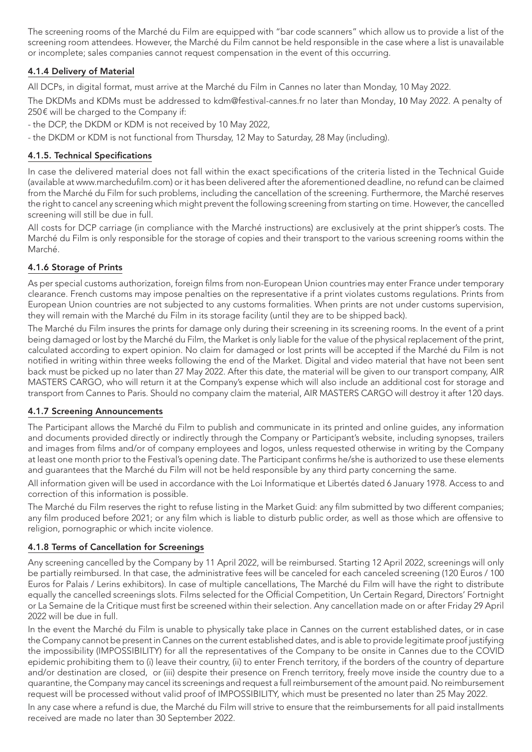The screening rooms of the Marché du Film are equipped with "bar code scanners" which allow us to provide a list of the screening room attendees. However, the Marché du Film cannot be held responsible in the case where a list is unavailable or incomplete; sales companies cannot request compensation in the event of this occurring.

### 4.1.4 Delivery of Material

All DCPs, in digital format, must arrive at the Marché du Film in Cannes no later than Monday, 10 May 2022.

The DKDMs and KDMs must be addressed to kdm@festival-cannes.fr no later than Monday, 10 May 2022. A penalty of 250€ will be charged to the Company if:

- the DCP, the DKDM or KDM is not received by 10 May 2022,
- the DKDM or KDM is not functional from Thursday, 12 May to Saturday, 28 May (including).

### 4.1.5. Technical Specifications

In case the delivered material does not fall within the exact specifications of the criteria listed in the Technical Guide (available at www.marchedufilm.com) or it has been delivered after the aforementioned deadline, no refund can be claimed from the Marché du Film for such problems, including the cancellation of the screening. Furthermore, the Marché reserves the right to cancel any screening which might prevent the following screening from starting on time. However, the cancelled screening will still be due in full.

All costs for DCP carriage (in compliance with the Marché instructions) are exclusively at the print shipper's costs. The Marché du Film is only responsible for the storage of copies and their transport to the various screening rooms within the Marché.

### 4.1.6 Storage of Prints

As per special customs authorization, foreign films from non-European Union countries may enter France under temporary clearance. French customs may impose penalties on the representative if a print violates customs regulations. Prints from European Union countries are not subjected to any customs formalities. When prints are not under customs supervision, they will remain with the Marché du Film in its storage facility (until they are to be shipped back).

The Marché du Film insures the prints for damage only during their screening in its screening rooms. In the event of a print being damaged or lost by the Marché du Film, the Market is only liable for the value of the physical replacement of the print, calculated according to expert opinion. No claim for damaged or lost prints will be accepted if the Marché du Film is not notified in writing within three weeks following the end of the Market. Digital and video material that have not been sent back must be picked up no later than 27 May 2022. After this date, the material will be given to our transport company, AIR MASTERS CARGO, who will return it at the Company's expense which will also include an additional cost for storage and transport from Cannes to Paris. Should no company claim the material, AIR MASTERS CARGO will destroy it after 120 days.

### 4.1.7 Screening Announcements

The Participant allows the Marché du Film to publish and communicate in its printed and online guides, any information and documents provided directly or indirectly through the Company or Participant's website, including synopses, trailers and images from films and/or of company employees and logos, unless requested otherwise in writing by the Company at least one month prior to the Festival's opening date. The Participant confirms he/she is authorized to use these elements and guarantees that the Marché du Film will not be held responsible by any third party concerning the same.

All information given will be used in accordance with the Loi Informatique et Libertés dated 6 January 1978. Access to and correction of this information is possible.

The Marché du Film reserves the right to refuse listing in the Market Guid: any film submitted by two different companies; any film produced before 2021; or any film which is liable to disturb public order, as well as those which are offensive to religion, pornographic or which incite violence.

### 4.1.8 Terms of Cancellation for Screenings

Any screening cancelled by the Company by 11 April 2022, will be reimbursed. Starting 12 April 2022, screenings will only be partially reimbursed. In that case, the administrative fees will be canceled for each canceled screening (120 Euros / 100 Euros for Palais / Lerins exhibitors). In case of multiple cancellations, The Marché du Film will have the right to distribute equally the cancelled screenings slots. Films selected for the Official Competition, Un Certain Regard, Directors' Fortnight or La Semaine de la Critique must first be screened within their selection. Any cancellation made on or after Friday 29 April 2022 will be due in full.

In the event the Marché du Film is unable to physically take place in Cannes on the current established dates, or in case the Company cannot be present in Cannes on the current established dates, and is able to provide legitimate proof justifying the impossibility (IMPOSSIBILITY) for all the representatives of the Company to be onsite in Cannes due to the COVID epidemic prohibiting them to (i) leave their country, (ii) to enter French territory, if the borders of the country of departure and/or destination are closed, or (iii) despite their presence on French territory, freely move inside the country due to a quarantine, the Company may cancel its screenings and request a full reimbursement of the amount paid. No reimbursement request will be processed without valid proof of IMPOSSIBILITY, which must be presented no later than 25 May 2022.

In any case where a refund is due, the Marché du Film will strive to ensure that the reimbursements for all paid installments received are made no later than 30 September 2022.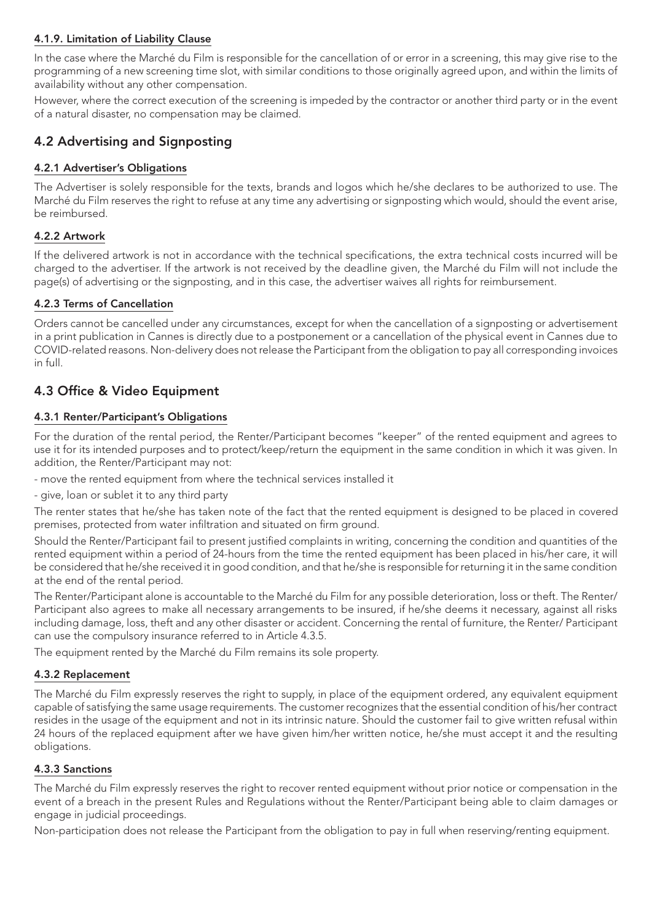#### 4.1.9. Limitation of Liability Clause

In the case where the Marché du Film is responsible for the cancellation of or error in a screening, this may give rise to the programming of a new screening time slot, with similar conditions to those originally agreed upon, and within the limits of availability without any other compensation.

However, where the correct execution of the screening is impeded by the contractor or another third party or in the event of a natural disaster, no compensation may be claimed.

### 4.2 Advertising and Signposting

#### 4.2.1 Advertiser's Obligations

The Advertiser is solely responsible for the texts, brands and logos which he/she declares to be authorized to use. The Marché du Film reserves the right to refuse at any time any advertising or signposting which would, should the event arise, be reimbursed.

#### 4.2.2 Artwork

If the delivered artwork is not in accordance with the technical specifications, the extra technical costs incurred will be charged to the advertiser. If the artwork is not received by the deadline given, the Marché du Film will not include the page(s) of advertising or the signposting, and in this case, the advertiser waives all rights for reimbursement.

#### 4.2.3 Terms of Cancellation

Orders cannot be cancelled under any circumstances, except for when the cancellation of a signposting or advertisement in a print publication in Cannes is directly due to a postponement or a cancellation of the physical event in Cannes due to COVID-related reasons. Non-delivery does not release the Participant from the obligation to pay all corresponding invoices in full.

### 4.3 Office & Video Equipment

#### 4.3.1 Renter/Participant's Obligations

For the duration of the rental period, the Renter/Participant becomes "keeper" of the rented equipment and agrees to use it for its intended purposes and to protect/keep/return the equipment in the same condition in which it was given. In addition, the Renter/Participant may not:

- move the rented equipment from where the technical services installed it
- give, loan or sublet it to any third party

The renter states that he/she has taken note of the fact that the rented equipment is designed to be placed in covered premises, protected from water infiltration and situated on firm ground.

Should the Renter/Participant fail to present justified complaints in writing, concerning the condition and quantities of the rented equipment within a period of 24-hours from the time the rented equipment has been placed in his/her care, it will be considered that he/she received it in good condition, and that he/she is responsible for returning it in the same condition at the end of the rental period.

The Renter/Participant alone is accountable to the Marché du Film for any possible deterioration, loss or theft. The Renter/ Participant also agrees to make all necessary arrangements to be insured, if he/she deems it necessary, against all risks including damage, loss, theft and any other disaster or accident. Concerning the rental of furniture, the Renter/ Participant can use the compulsory insurance referred to in Article 4.3.5.

The equipment rented by the Marché du Film remains its sole property.

#### 4.3.2 Replacement

The Marché du Film expressly reserves the right to supply, in place of the equipment ordered, any equivalent equipment capable of satisfying the same usage requirements. The customer recognizes that the essential condition of his/her contract resides in the usage of the equipment and not in its intrinsic nature. Should the customer fail to give written refusal within 24 hours of the replaced equipment after we have given him/her written notice, he/she must accept it and the resulting obligations.

#### 4.3.3 Sanctions

The Marché du Film expressly reserves the right to recover rented equipment without prior notice or compensation in the event of a breach in the present Rules and Regulations without the Renter/Participant being able to claim damages or engage in judicial proceedings.

Non-participation does not release the Participant from the obligation to pay in full when reserving/renting equipment.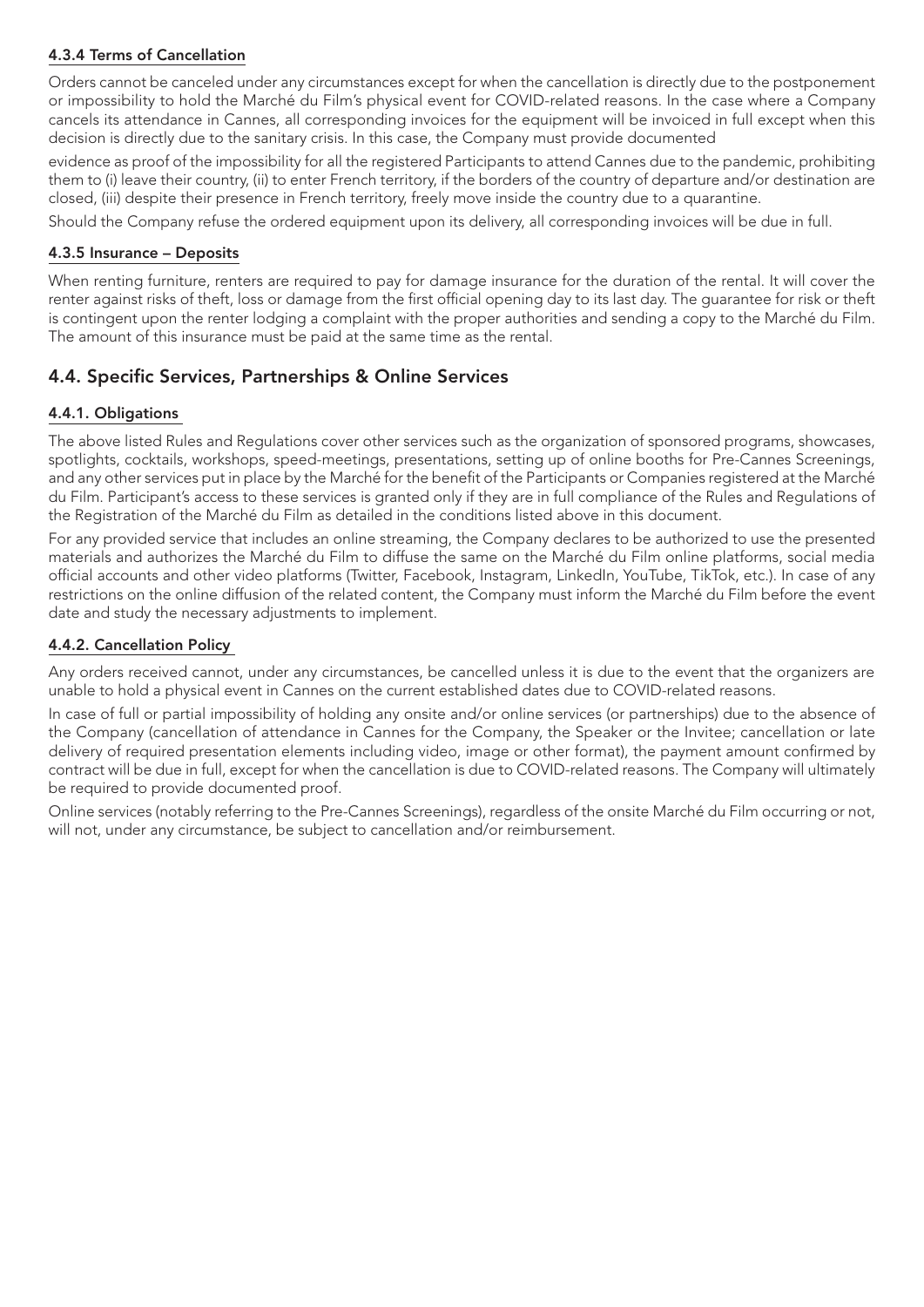#### 4.3.4 Terms of Cancellation

Orders cannot be canceled under any circumstances except for when the cancellation is directly due to the postponement or impossibility to hold the Marché du Film's physical event for COVID-related reasons. In the case where a Company cancels its attendance in Cannes, all corresponding invoices for the equipment will be invoiced in full except when this decision is directly due to the sanitary crisis. In this case, the Company must provide documented

evidence as proof of the impossibility for all the registered Participants to attend Cannes due to the pandemic, prohibiting them to (i) leave their country, (ii) to enter French territory, if the borders of the country of departure and/or destination are closed, (iii) despite their presence in French territory, freely move inside the country due to a quarantine.

Should the Company refuse the ordered equipment upon its delivery, all corresponding invoices will be due in full.

#### 4.3.5 Insurance – Deposits

When renting furniture, renters are required to pay for damage insurance for the duration of the rental. It will cover the renter against risks of theft, loss or damage from the first official opening day to its last day. The guarantee for risk or theft is contingent upon the renter lodging a complaint with the proper authorities and sending a copy to the Marché du Film. The amount of this insurance must be paid at the same time as the rental.

### 4.4. Specific Services, Partnerships & Online Services

#### 4.4.1. Obligations

The above listed Rules and Regulations cover other services such as the organization of sponsored programs, showcases, spotlights, cocktails, workshops, speed-meetings, presentations, setting up of online booths for Pre-Cannes Screenings, and any other services put in place by the Marché for the benefit of the Participants or Companies registered at the Marché du Film. Participant's access to these services is granted only if they are in full compliance of the Rules and Regulations of the Registration of the Marché du Film as detailed in the conditions listed above in this document.

For any provided service that includes an online streaming, the Company declares to be authorized to use the presented materials and authorizes the Marché du Film to diffuse the same on the Marché du Film online platforms, social media official accounts and other video platforms (Twitter, Facebook, Instagram, LinkedIn, YouTube, TikTok, etc.). In case of any restrictions on the online diffusion of the related content, the Company must inform the Marché du Film before the event date and study the necessary adjustments to implement.

#### 4.4.2. Cancellation Policy

Any orders received cannot, under any circumstances, be cancelled unless it is due to the event that the organizers are unable to hold a physical event in Cannes on the current established dates due to COVID-related reasons.

In case of full or partial impossibility of holding any onsite and/or online services (or partnerships) due to the absence of the Company (cancellation of attendance in Cannes for the Company, the Speaker or the Invitee; cancellation or late delivery of required presentation elements including video, image or other format), the payment amount confirmed by contract will be due in full, except for when the cancellation is due to COVID-related reasons. The Company will ultimately be required to provide documented proof.

Online services (notably referring to the Pre-Cannes Screenings), regardless of the onsite Marché du Film occurring or not, will not, under any circumstance, be subject to cancellation and/or reimbursement.